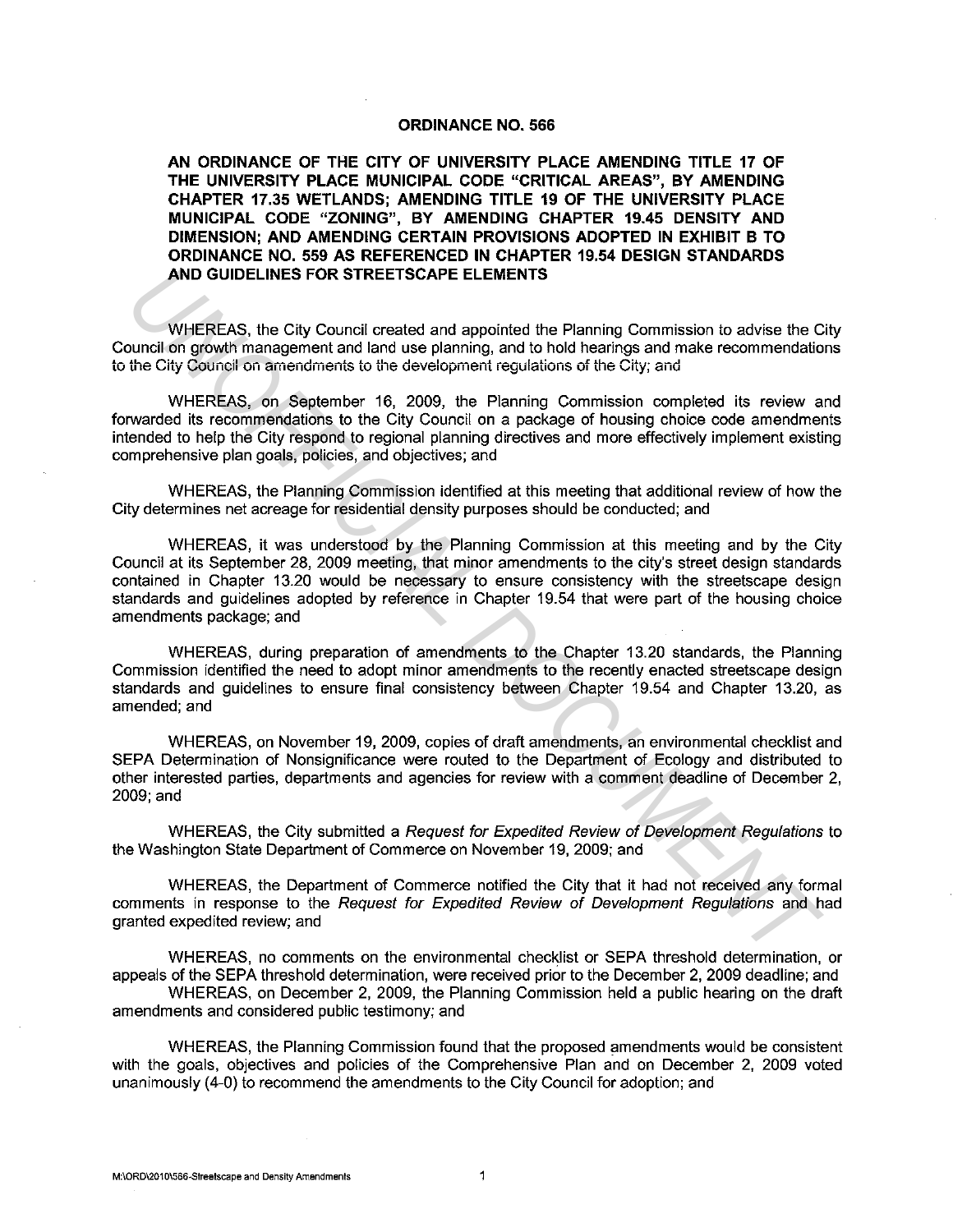# ORDINANCE NO. 566

**AN ORDINANCE OF THE CITY OF UNIVERSITY PLACE AMENDING TITLE 17 OF THE UNIVERSITY PLACE MUNICIPAL CODE "CRITICAL AREAS", BY AMENDING CHAPTER 17.35 WETLANDS; AMENDING TITLE 19 OF THE UNIVERSITY PLACE MUNICIPAL CODE "ZONING", BY AMENDING CHAPTER 19.45 DENSITY AND DIMENSION; AND AMENDING CERTAIN PROVISIONS ADOPTED IN EXHIBIT B TO ORDINANCE NO. 559 AS REFERENCED IN CHAPTER 19.54 DESIGN STANDARDS AND GUIDELINES FOR STREETSCAPE ELEMENTS**

WHEREAS, the City Council created and appointed the Planning Commission to advise the City Council on growth management and land use planning, and to hold hearings and make recommendations to the City Council on amendments to the development regulations of the City; and

WHEREAS, on September 16, 2009, the Planning Commission completed its review and forwarded its recommendations to the City Council on a package of housing choice code amendments intended to help the City respond to regional planning directives and more effectively implement existing comprehensive plan goals, policies, and objectives; and

WHEREAS, the Planning Commission identified at this meeting that additional review of how the City determines net acreage for residential density purposes should be conducted; and

WHEREAS, it was understood by the Planning Commission at this meeting and by the City Council at its September 28, 2009 meeting, that minor amendments to the city's street design standards contained in Chapter 13.20 would be necessary to ensure consistency with the streetscape design standards and guidelines adopted by reference in Chapter 19.54 that were part of the housing choice amendments package; and

WHEREAS, during preparation of amendments to the Chapter 13.20 standards, the Planning Commission identified the need to adopt minor amendments to the recently enacted streetscape design standards and guidelines to ensure final consistency between Chapter 19.54 and Chapter 13.20, as amended; and

WHEREAS, on November 19, 2009, copies of draft amendments, an environmental checklist and SEPA Determination of Nonsignificance were routed to the Department of Ecology and distributed to other interested parties, departments and agencies for review with a comment deadline of December 2, 2009; and

WHEREAS, the City submitted a *Request for Expedited Review of Development Regulations* to the Washington State Department of Commerce on November 19, 2009; and

WHEREAS, the Department of Commerce notified the City that it had not received any formal comments in response to the *Request for Expedited Review of Development Regulations* and had granted expedited review; and

WHEREAS, no comments on the environmental checklist or SEPA threshold determination, or appeals of the SEPA threshold determination, were received prior to the December 2, 2009 deadline; and

WHEREAS, on December 2, 2009, the Planning Commission held a public hearing on the draft amendments and considered public testimony; and

WHEREAS, the Planning Commission found that the proposed amendments would be consistent with the goals, objectives and policies of the Comprehensive Plan and on December 2, 2009 voted unanimously (4-0) to recommend the amendments to the City Council for adoption; and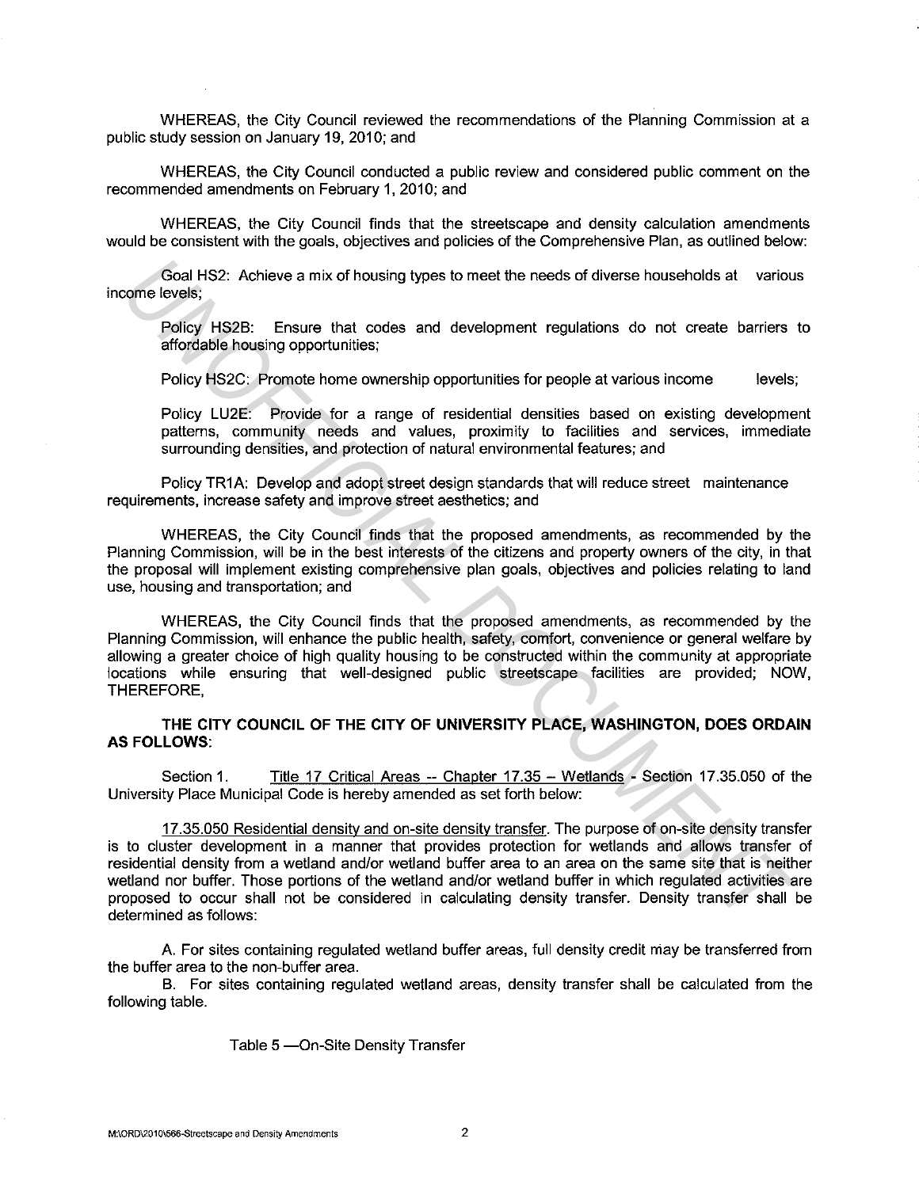WHEREAS, the City Council reviewed the recommendations of the Planning Commission at a public study session on January 19, 2010; and

WHEREAS, the City Council conducted a public review and considered public comment on the recommended amendments on February 1, 2010; and

WHEREAS, the City Council finds that the streetscape and density calculation amendments would be consistent with the goals, objectives and policies of the Comprehensive Plan, as outlined below:

Goal HS2: Achieve a mix of housing types to meet the needs of diverse households at various income levels;

> Policy HS2B: Ensure that codes and development regulations do not create barriers to affordable housing opportunities;
>
> Policy HS2C: Promote home ownership opportunities for people at various income levels;
>
> Policy LU2E: Provide for a range of residential densities based on existing development patterns, community needs and values, proximity to facilities and services, immediate surrounding densities, and protection of natural environmental features; and

Policy TR1A: Develop and adopt street design standards that will reduce street maintenance requirements, increase safety and improve street aesthetics; and

WHEREAS, the City Council finds that the proposed amendments, as recommended by the Planning Commission, will be in the best interests of the citizens and property owners of the city, in that the proposal will implement existing comprehensive plan goals, objectives and policies relating to land use, housing and transportation; and

WHEREAS, the City Council finds that the proposed amendments, as recommended by the Planning Commission, will enhance the public health, safety, comfort, convenience or general welfare by allowing a greater choice of high quality housing to be constructed within the community at appropriate locations while ensuring that well-designed public streetscape facilities are provided; NOW, THEREFORE,

**THE CITY COUNCIL OF THE CITY OF UNIVERSITY PLACE, WASHINGTON, DOES ORDAIN AS FOLLOWS:**

Section 1. Title 17 Critical Areas -- Chapter 17.35 – Wetlands - Section 17.35.050 of the University Place Municipal Code is hereby amended as set forth below:

17.35.050 Residential density and on-site density transfer. The purpose of on-site density transfer is to cluster development in a manner that provides protection for wetlands and allows transfer of residential density from a wetland and/or wetland buffer area to an area on the same site that is neither wetland nor buffer. Those portions of the wetland and/or wetland buffer in which regulated activities are proposed to occur shall not be considered in calculating density transfer. Density transfer shall be determined as follows:

A. For sites containing regulated wetland buffer areas, full density credit may be transferred from the buffer area to the non-buffer area.

B. For sites containing regulated wetland areas, density transfer shall be calculated from the following table.

Table 5 —On-Site Density Transfer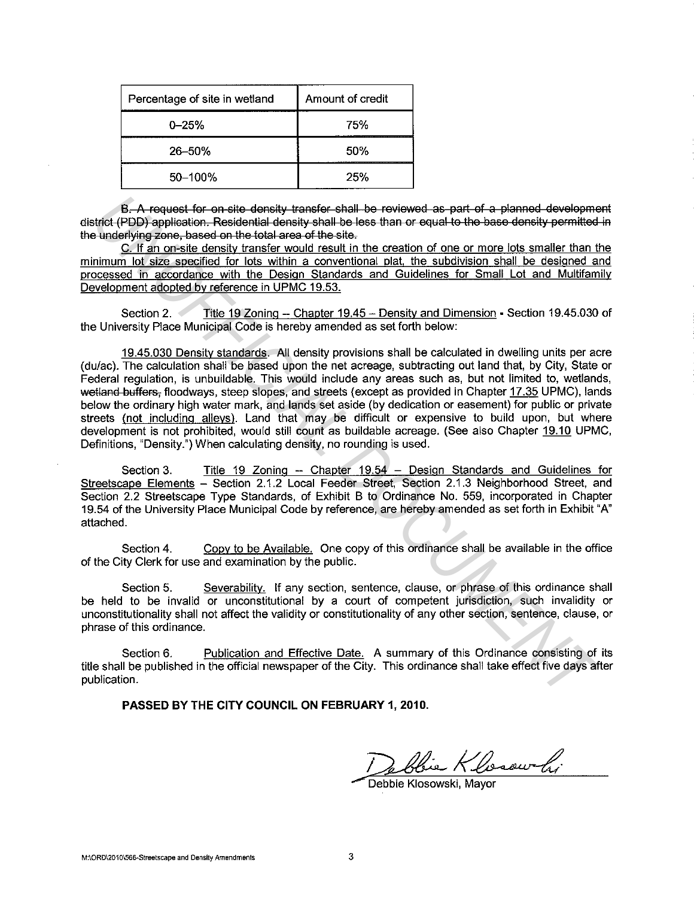| Percentage of site in wetland | Amount of credit |
|---|---|
| 0–25% | 75% |
| 26–50% | 50% |
| 50–100% | 25% |

~~B. A request for on-site density transfer shall be reviewed as part of a planned development district (PDD) application. Residential density shall be less than or equal to the base density permitted in the underlying zone, based on the total area of the site.~~

<u>C. If an on-site density transfer would result in the creation of one or more lots smaller than the minimum lot size specified for lots within a conventional plat, the subdivision shall be designed and processed in accordance with the Design Standards and Guidelines for Small Lot and Multifamily Development adopted by reference in UPMC 19.53.</u>

Section 2. <u>Title 19 Zoning -- Chapter 19.45 – Density and Dimension</u> - Section 19.45.030 of the University Place Municipal Code is hereby amended as set forth below:

<u>19.45.030 Density standards</u>. All density provisions shall be calculated in dwelling units per acre (du/ac). The calculation shall be based upon the net acreage, subtracting out land that, by City, State or Federal regulation, is unbuildable. This would include any areas such as, but not limited to, wetlands, ~~wetland buffers,~~ floodways, steep slopes, and streets (except as provided in Chapter <u>17.35</u> UPMC), lands below the ordinary high water mark, and lands set aside (by dedication or easement) for public or private streets <u>(not including alleys)</u>. Land that may be difficult or expensive to build upon, but where development is not prohibited, would still count as buildable acreage. (See also Chapter <u>19.10</u> UPMC, Definitions, "Density.") When calculating density, no rounding is used.

Section 3. <u>Title 19 Zoning -- Chapter 19.54 – Design Standards and Guidelines for Streetscape Elements</u> – Section 2.1.2 Local Feeder Street, Section 2.1.3 Neighborhood Street, and Section 2.2 Streetscape Type Standards, of Exhibit B to Ordinance No. 559, incorporated in Chapter 19.54 of the University Place Municipal Code by reference, are hereby amended as set forth in Exhibit "A" attached.

Section 4. <u>Copy to be Available.</u> One copy of this ordinance shall be available in the office of the City Clerk for use and examination by the public.

Section 5. <u>Severability.</u> If any section, sentence, clause, or phrase of this ordinance shall be held to be invalid or unconstitutional by a court of competent jurisdiction, such invalidity or unconstitutionality shall not affect the validity or constitutionality of any other section, sentence, clause, or phrase of this ordinance.

Section 6. <u>Publication and Effective Date.</u> A summary of this Ordinance consisting of its title shall be published in the official newspaper of the City. This ordinance shall take effect five days after publication.

**PASSED BY THE CITY COUNCIL ON FEBRUARY 1, 2010.**

Debbie Klosowski

Debbie Klosowski, Mayor

M:\ORD\2010\566-Streetscape and Density Amendments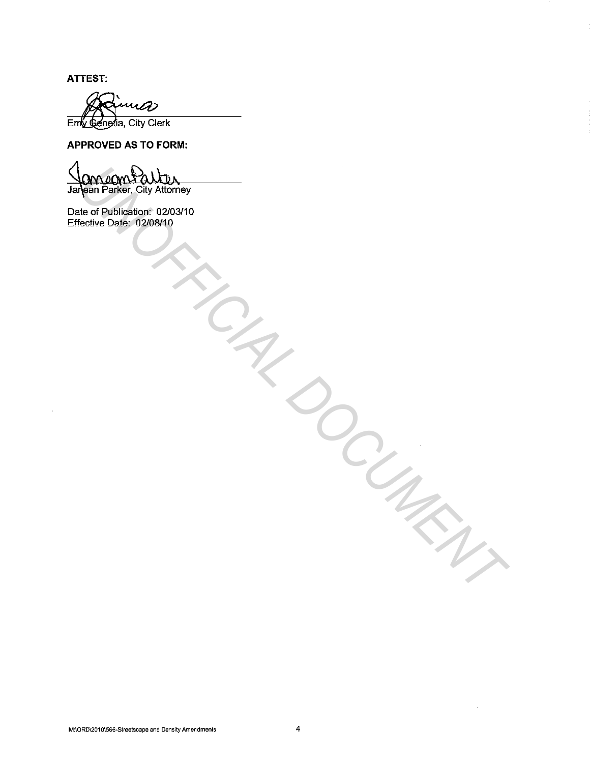**ATTEST:**

Emy Genetia, City Clerk

**APPROVED AS TO FORM:**

Janean Parker, City Attorney

Date of Publication: 02/03/10
Effective Date: 02/08/10

UNOFFICIAL DOCUMENT

M:\ORD\2010\566-Streetscape and Density Amendments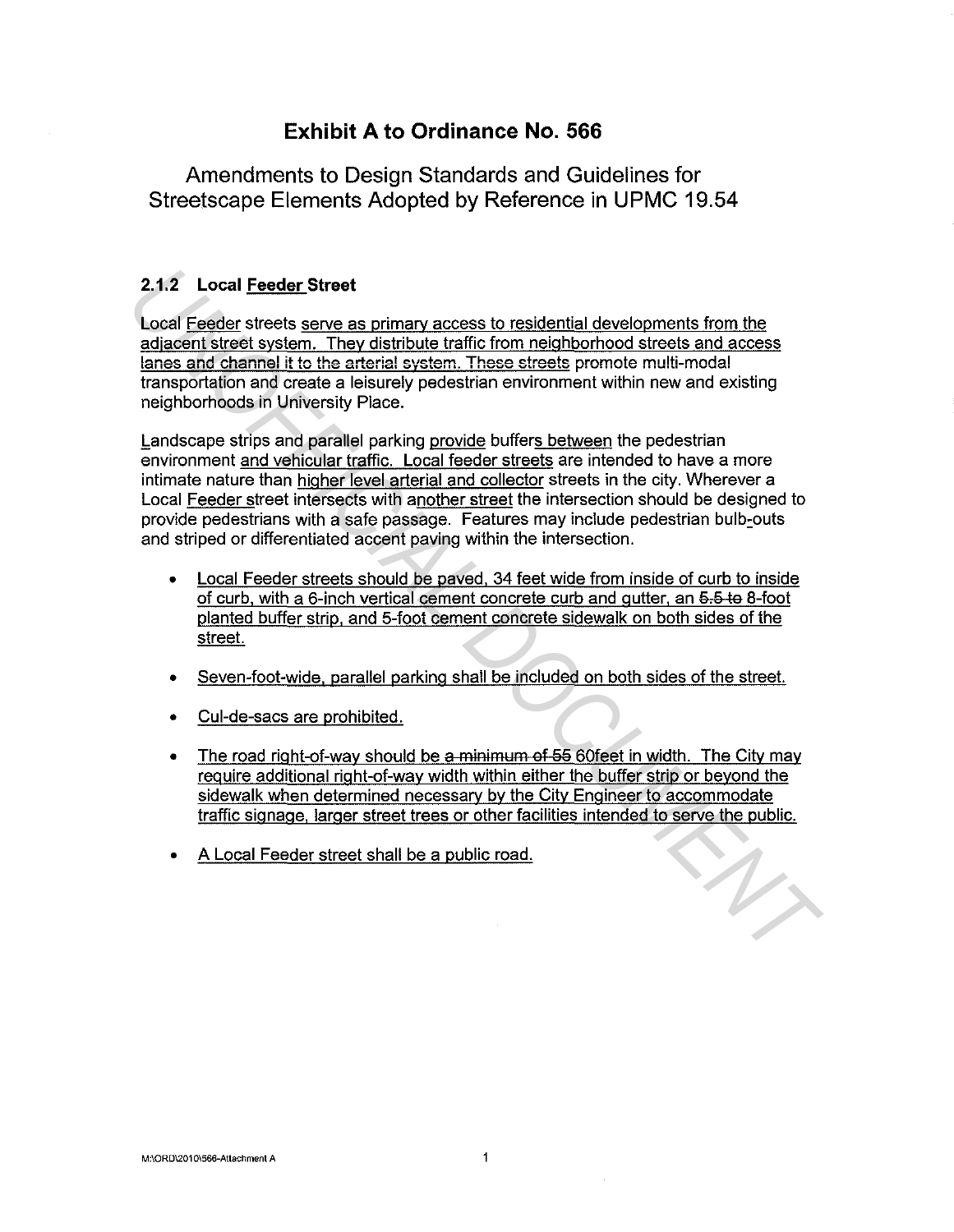# Exhibit A to Ordinance No. 566

## Amendments to Design Standards and Guidelines for Streetscape Elements Adopted by Reference in UPMC 19.54

### 2.1.2 Local Feeder Street

Local Feeder streets serve as primary access to residential developments from the adjacent street system. They distribute traffic from neighborhood streets and access lanes ~~and channel it to the arterial system. These streets~~ promote multi-modal transportation and create a leisurely pedestrian environment within new and existing neighborhoods in University Place.

Landscape strips and parallel parking provide buffers between the pedestrian environment and vehicular traffic. Local feeder streets are intended to have a more intimate nature than higher level arterial and collector streets in the city. Wherever a Local Feeder street intersects with another street the intersection should be designed to provide pedestrians with a safe passage. Features may include pedestrian bulb-outs and striped or differentiated accent paving within the intersection.

- Local Feeder streets should be paved, 34 feet wide from inside of curb to inside of curb, with a 6-inch vertical cement concrete curb and gutter, an ~~5.5 to~~ 8-foot planted buffer strip, and 5-foot cement concrete sidewalk on both sides of the street.
- Seven-foot-wide, parallel parking shall be included on both sides of the street.
- Cul-de-sacs are prohibited.
- The road right-of-way should be ~~a minimum of 55~~ 60feet in width. The City may require additional right-of-way width within either the buffer strip or beyond the sidewalk when determined necessary by the City Engineer to accommodate traffic signage, larger street trees or other facilities intended to serve the public.
- A Local Feeder street shall be a public road.

M:\ORD\2010\566-Attachment A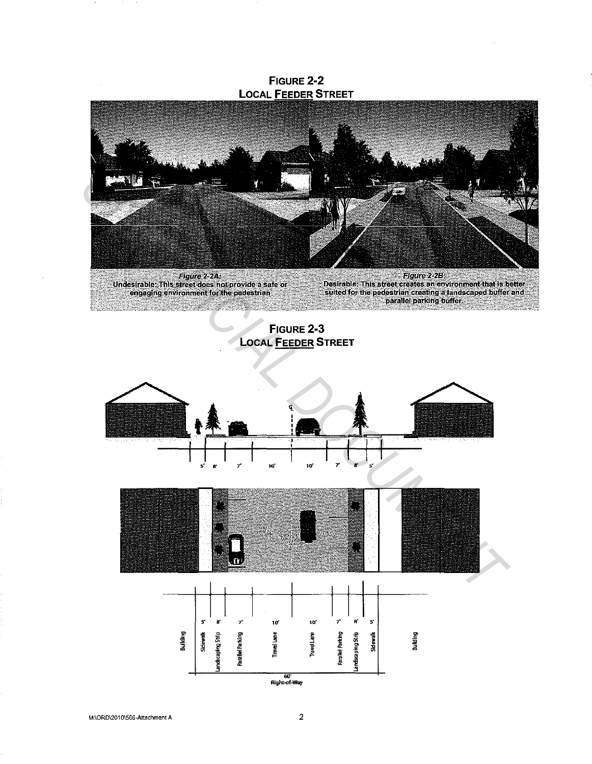## FIGURE 2-2
## LOCAL FEEDER STREET

*Figure 2-2A:*
Undesirable: This street does not provide a safe or engaging environment for the pedestrian

*Figure 2-2B:*
Desirable: This street creates an environment that is better suited for the pedestrian creating a landscaped buffer and parallel parking buffer.

## FIGURE 2-3
## LOCAL FEEDER STREET

5' 8' 7' 10' 10' 7' 8' 5'

| Building | Sidewalk | Landscaping Strip | Parallel Parking | Travel Lane | Travel Lane | Parallel Parking | Landscaping Strip | Sidewalk | Building |
|---|---|---|---|---|---|---|---|---|---|
| | 5' | 8' | 7' | 10' | 10' | 7' | 8' | 5' | |

60' Right-of-Way

M:\ORD\2010\566-Attachment A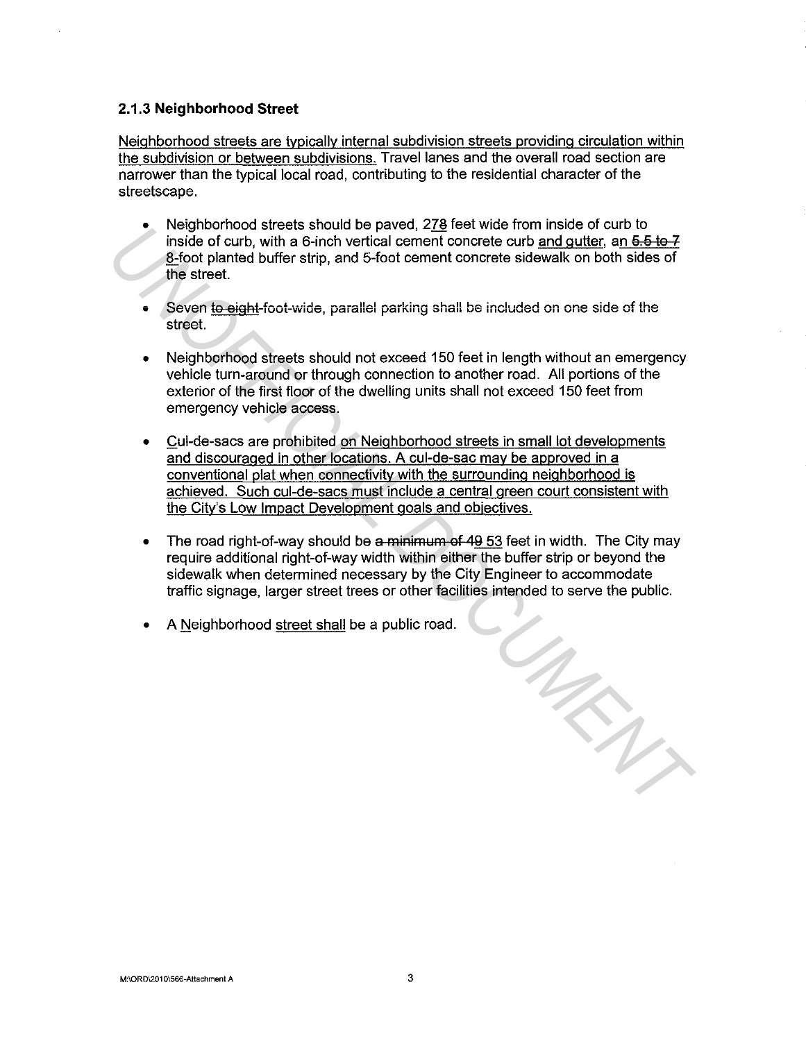### 2.1.3 Neighborhood Street

Neighborhood streets are typically internal subdivision streets providing circulation within the subdivision or between subdivisions. Travel lanes and the overall road section are narrower than the typical local road, contributing to the residential character of the streetscape.

- Neighborhood streets should be paved, 278 feet wide from inside of curb to inside of curb, with a 6-inch vertical cement concrete curb and gutter, an ~~5.5 to 7~~ 8-foot planted buffer strip, and 5-foot cement concrete sidewalk on both sides of the street.

- Seven ~~to eight~~-foot-wide, parallel parking shall be included on one side of the street.

- Neighborhood streets should not exceed 150 feet in length without an emergency vehicle turn-around or through connection to another road. All portions of the exterior of the first floor of the dwelling units shall not exceed 150 feet from emergency vehicle access.

- Cul-de-sacs are prohibited on Neighborhood streets in small lot developments and discouraged in other locations. A cul-de-sac may be approved in a conventional plat when connectivity with the surrounding neighborhood is achieved. Such cul-de-sacs must include a central green court consistent with the City's Low Impact Development goals and objectives.

- The road right-of-way should be ~~a minimum of 49~~ 53 feet in width. The City may require additional right-of-way width within either the buffer strip or beyond the sidewalk when determined necessary by the City Engineer to accommodate traffic signage, larger street trees or other facilities intended to serve the public.

- A Neighborhood street shall be a public road.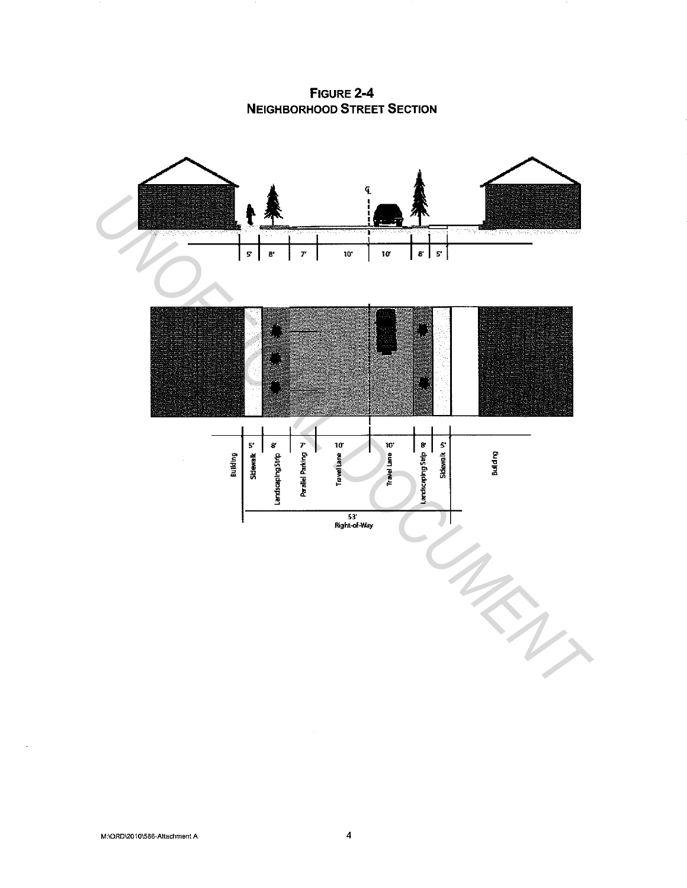**FIGURE 2-4**
**NEIGHBORHOOD STREET SECTION**

| Building | Sidewalk | Landscaping Strip | Parallel Parking | Travel Lane | Travel Lane | Landscaping Strip | Sidewalk | Building |
|---|---|---|---|---|---|---|---|---|
| | 5' | 8' | 7' | 10' | 10' | 8' | 5' | |

53'
Right-of-Way

UNOFFICIAL DOCUMENT

M:\ORD\2010\586-Attachment A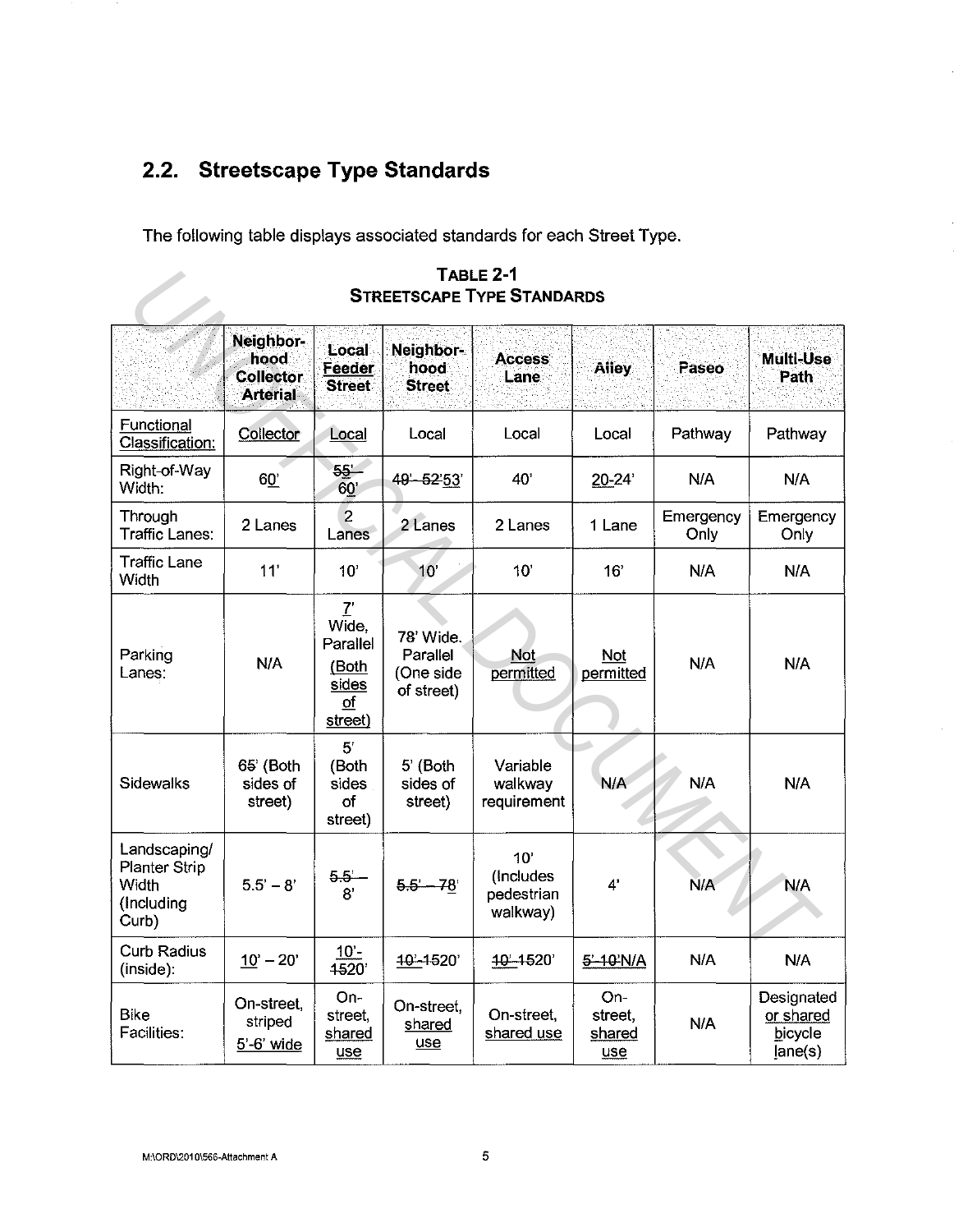## 2.2. Streetscape Type Standards

The following table displays associated standards for each Street Type.

**TABLE 2-1**
**STREETSCAPE TYPE STANDARDS**

| | Neighborhood Collector Arterial | Local Feeder Street | Neighborhood Street | Access Lane | Alley | Paseo | Multi-Use Path |
|---|---|---|---|---|---|---|---|
| Functional Classification: | Collector | Local | Local | Local | Local | Pathway | Pathway |
| Right-of-Way Width: | 60' | ~~55'~~ 60' | ~~49'-52'~~53' | 40' | 20-24' | N/A | N/A |
| Through Traffic Lanes: | 2 Lanes | 2 Lanes | 2 Lanes | 2 Lanes | 1 Lane | Emergency Only | Emergency Only |
| Traffic Lane Width | 11' | 10' | 10' | 10' | 16' | N/A | N/A |
| Parking Lanes: | N/A | 7' Wide, Parallel (Both sides of street) | 78' Wide. Parallel (One side of street) | Not permitted | Not permitted | N/A | N/A |
| Sidewalks | 65' (Both sides of street) | 5' (Both sides of street) | 5' (Both sides of street) | Variable walkway requirement | N/A | N/A | N/A |
| Landscaping/ Planter Strip Width (Including Curb) | 5.5' – 8' | ~~5.5' –~~ 8' | ~~5.5' – 7~~8' | 10' (Includes pedestrian walkway) | 4' | N/A | N/A |
| Curb Radius (inside): | 10' – 20' | 10'-~~15~~20' | ~~10'-15~~20' | ~~10'-15~~20' | ~~5'-10'~~N/A | N/A | N/A |
| Bike Facilities: | On-street, striped 5'-6' wide | On-street, shared use | On-street, shared use | On-street, shared use | On-street, shared use | N/A | Designated or shared bicycle lane(s) |

M:\ORD\2010\566-Attachment A